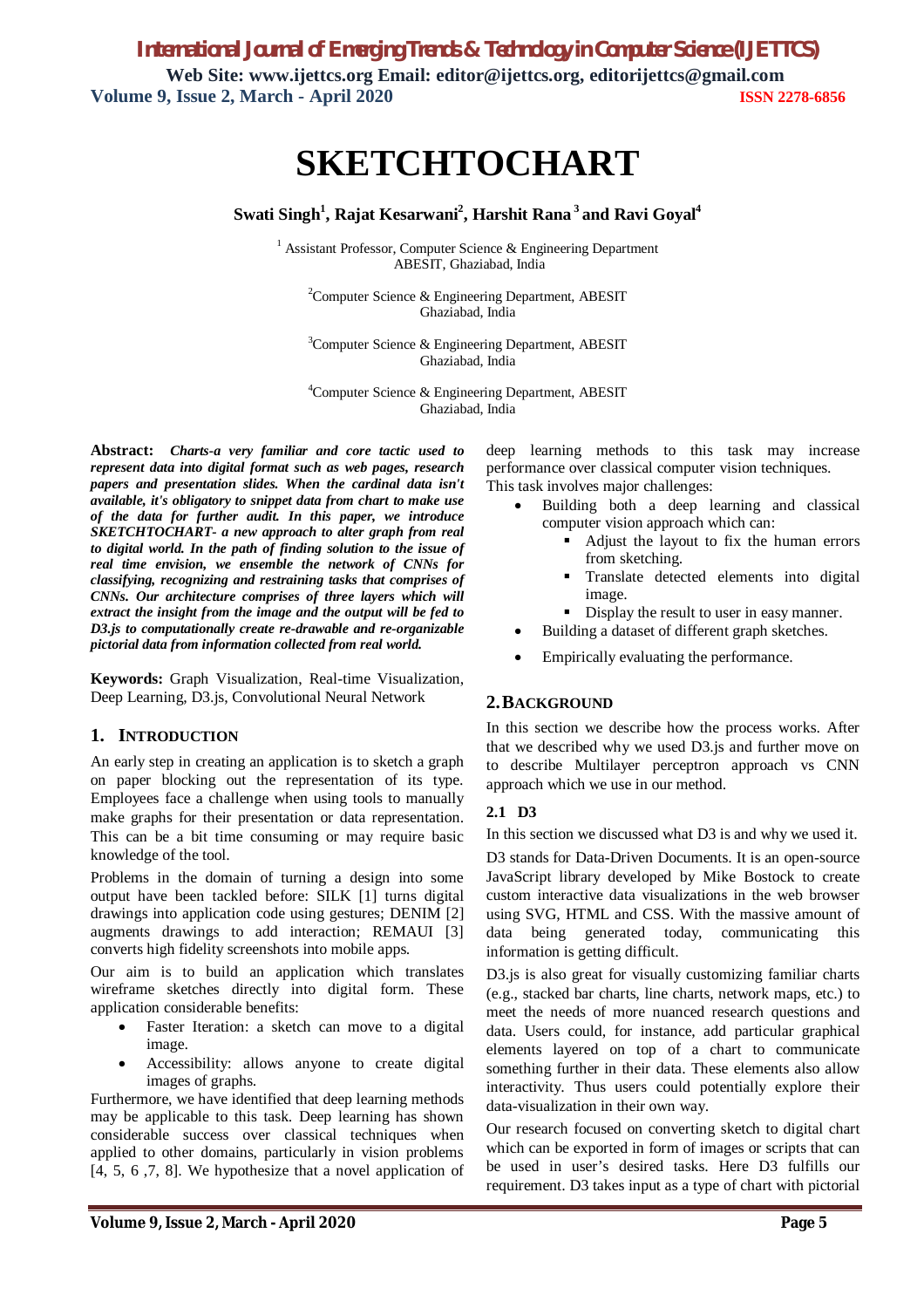# SKETCHTOCHART

**Swati Singh[1], Rajat Kesarwani[2], Harshit Rana[3] and Ravi Goyal[4]**

[1] Assistant Professor, Computer Science & Engineering Department
ABESIT, Ghaziabad, India

[2]Computer Science & Engineering Department, ABESIT
Ghaziabad, India

[3]Computer Science & Engineering Department, ABESIT
Ghaziabad, India

[4]Computer Science & Engineering Department, ABESIT
Ghaziabad, India

**Abstract:** ***Charts-a very familiar and core tactic used to represent data into digital format such as web pages, research papers and presentation slides. When the cardinal data isn't available, it's obligatory to snippet data from chart to make use of the data for further audit. In this paper, we introduce SKETCHTOCHART- a new approach to alter graph from real to digital world. In the path of finding solution to the issue of real time envision, we ensemble the network of CNNs for classifying, recognizing and restraining tasks that comprises of CNNs. Our architecture comprises of three layers which will extract the insight from the image and the output will be fed to D3.js to computationally create re-drawable and re-organizable pictorial data from information collected from real world.***

**Keywords:** Graph Visualization, Real-time Visualization, Deep Learning, D3.js, Convolutional Neural Network

## 1. Introduction

An early step in creating an application is to sketch a graph on paper blocking out the representation of its type. Employees face a challenge when using tools to manually make graphs for their presentation or data representation. This can be a bit time consuming or may require basic knowledge of the tool.

Problems in the domain of turning a design into some output have been tackled before: SILK [1] turns digital drawings into application code using gestures; DENIM [2] augments drawings to add interaction; REMAUI [3] converts high fidelity screenshots into mobile apps.

Our aim is to build an application which translates wireframe sketches directly into digital form. These application considerable benefits:

- Faster Iteration: a sketch can move to a digital image.
- Accessibility: allows anyone to create digital images of graphs.

Furthermore, we have identified that deep learning methods may be applicable to this task. Deep learning has shown considerable success over classical techniques when applied to other domains, particularly in vision problems [4, 5, 6 ,7, 8]. We hypothesize that a novel application of deep learning methods to this task may increase performance over classical computer vision techniques.

This task involves major challenges:

- Building both a deep learning and classical computer vision approach which can:
  - Adjust the layout to fix the human errors from sketching.
  - Translate detected elements into digital image.
  - Display the result to user in easy manner.
- Building a dataset of different graph sketches.
- Empirically evaluating the performance.

## 2. Background

In this section we describe how the process works. After that we described why we used D3.js and further move on to describe Multilayer perceptron approach vs CNN approach which we use in our method.

### 2.1 D3

In this section we discussed what D3 is and why we used it.

D3 stands for Data-Driven Documents. It is an open-source JavaScript library developed by Mike Bostock to create custom interactive data visualizations in the web browser using SVG, HTML and CSS. With the massive amount of data being generated today, communicating this information is getting difficult.

D3.js is also great for visually customizing familiar charts (e.g., stacked bar charts, line charts, network maps, etc.) to meet the needs of more nuanced research questions and data. Users could, for instance, add particular graphical elements layered on top of a chart to communicate something further in their data. These elements also allow interactivity. Thus users could potentially explore their data-visualization in their own way.

Our research focused on converting sketch to digital chart which can be exported in form of images or scripts that can be used in user's desired tasks. Here D3 fulfills our requirement. D3 takes input as a type of chart with pictorial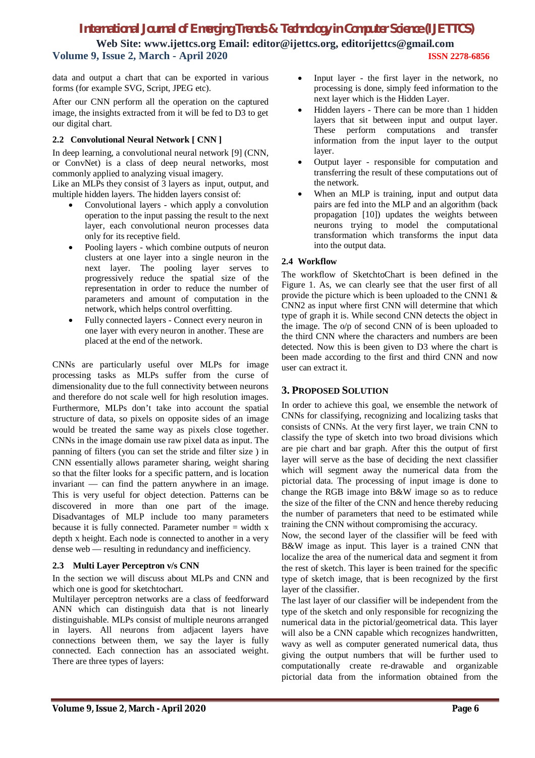data and output a chart that can be exported in various forms (for example SVG, Script, JPEG etc).

After our CNN perform all the operation on the captured image, the insights extracted from it will be fed to D3 to get our digital chart.

### 2.2 Convolutional Neural Network [ CNN ]

In deep learning, a convolutional neural network [9] (CNN, or ConvNet) is a class of deep neural networks, most commonly applied to analyzing visual imagery.
Like an MLPs they consist of 3 layers as input, output, and multiple hidden layers. The hidden layers consist of:

- Convolutional layers - which apply a convolution operation to the input passing the result to the next layer, each convolutional neuron processes data only for its receptive field.
- Pooling layers - which combine outputs of neuron clusters at one layer into a single neuron in the next layer. The pooling layer serves to progressively reduce the spatial size of the representation in order to reduce the number of parameters and amount of computation in the network, which helps control overfitting.
- Fully connected layers - Connect every neuron in one layer with every neuron in another. These are placed at the end of the network.

CNNs are particularly useful over MLPs for image processing tasks as MLPs suffer from the curse of dimensionality due to the full connectivity between neurons and therefore do not scale well for high resolution images. Furthermore, MLPs don't take into account the spatial structure of data, so pixels on opposite sides of an image would be treated the same way as pixels close together. CNNs in the image domain use raw pixel data as input. The panning of filters (you can set the stride and filter size ) in CNN essentially allows parameter sharing, weight sharing so that the filter looks for a specific pattern, and is location invariant — can find the pattern anywhere in an image. This is very useful for object detection. Patterns can be discovered in more than one part of the image. Disadvantages of MLP include too many parameters because it is fully connected. Parameter number = width x depth x height. Each node is connected to another in a very dense web — resulting in redundancy and inefficiency.

### 2.3 Multi Layer Perceptron v/s CNN

In the section we will discuss about MLPs and CNN and which one is good for sketchtochart.
Multilayer perceptron networks are a class of feedforward ANN which can distinguish data that is not linearly distinguishable. MLPs consist of multiple neurons arranged in layers. All neurons from adjacent layers have connections between them, we say the layer is fully connected. Each connection has an associated weight. There are three types of layers:

- Input layer - the first layer in the network, no processing is done, simply feed information to the next layer which is the Hidden Layer.
- Hidden layers - There can be more than 1 hidden layers that sit between input and output layer. These perform computations and transfer information from the input layer to the output layer.
- Output layer - responsible for computation and transferring the result of these computations out of the network.
- When an MLP is training, input and output data pairs are fed into the MLP and an algorithm (back propagation [10]) updates the weights between neurons trying to model the computational transformation which transforms the input data into the output data.

### 2.4 Workflow

The workflow of SketchtoChart is been defined in the Figure 1. As, we can clearly see that the user first of all provide the picture which is been uploaded to the CNN1 & CNN2 as input where first CNN will determine that which type of graph it is. While second CNN detects the object in the image. The o/p of second CNN of is been uploaded to the third CNN where the characters and numbers are been detected. Now this is been given to D3 where the chart is been made according to the first and third CNN and now user can extract it.

## 3. Proposed Solution

In order to achieve this goal, we ensemble the network of CNNs for classifying, recognizing and localizing tasks that consists of CNNs. At the very first layer, we train CNN to classify the type of sketch into two broad divisions which are pie chart and bar graph. After this the output of first layer will serve as the base of deciding the next classifier which will segment away the numerical data from the pictorial data. The processing of input image is done to change the RGB image into B&W image so as to reduce the size of the filter of the CNN and hence thereby reducing the number of parameters that need to be estimated while training the CNN without compromising the accuracy.
Now, the second layer of the classifier will be feed with B&W image as input. This layer is a trained CNN that localize the area of the numerical data and segment it from the rest of sketch. This layer is been trained for the specific type of sketch image, that is been recognized by the first layer of the classifier.
The last layer of our classifier will be independent from the type of the sketch and only responsible for recognizing the numerical data in the pictorial/geometrical data. This layer will also be a CNN capable which recognizes handwritten, wavy as well as computer generated numerical data, thus giving the output numbers that will be further used to computationally create re-drawable and organizable pictorial data from the information obtained from the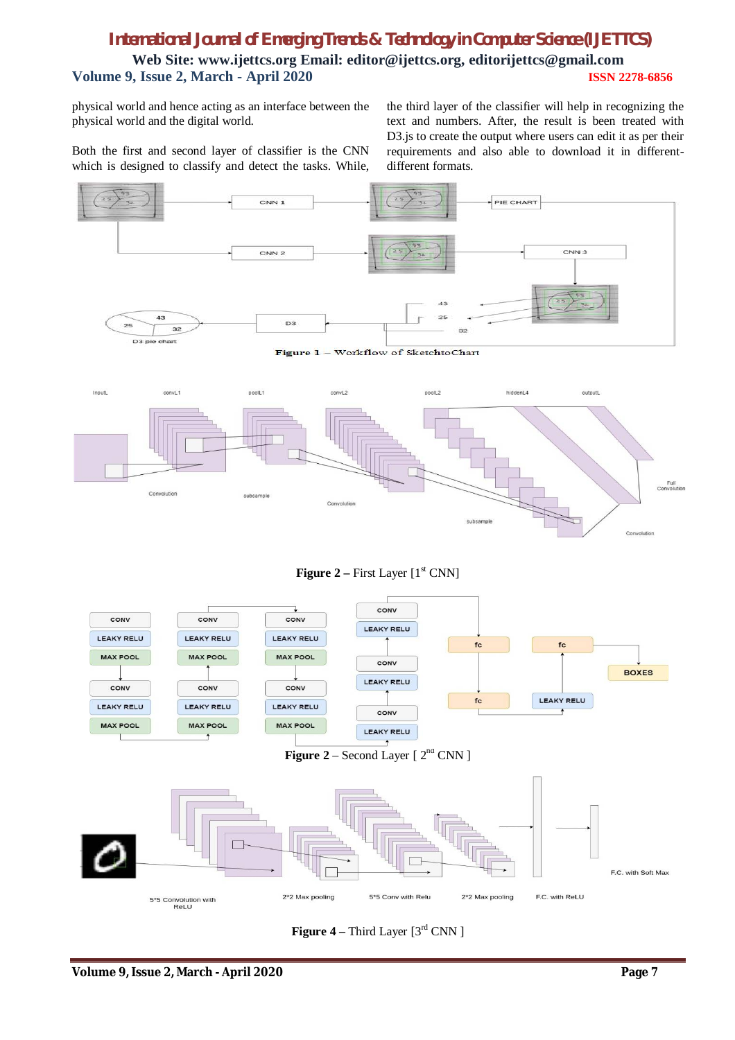physical world and hence acting as an interface between the physical world and the digital world.

Both the first and second layer of classifier is the CNN which is designed to classify and detect the tasks. While, the third layer of the classifier will help in recognizing the text and numbers. After, the result is been treated with D3.js to create the output where users can edit it as per their requirements and also able to download it in different-different formats.

**Figure 1** – Workflow of SketchtoChart

**Figure 2 –** First Layer [1st CNN]

**Figure 2** – Second Layer [ 2nd CNN ]

**Figure 4 –** Third Layer [3rd CNN ]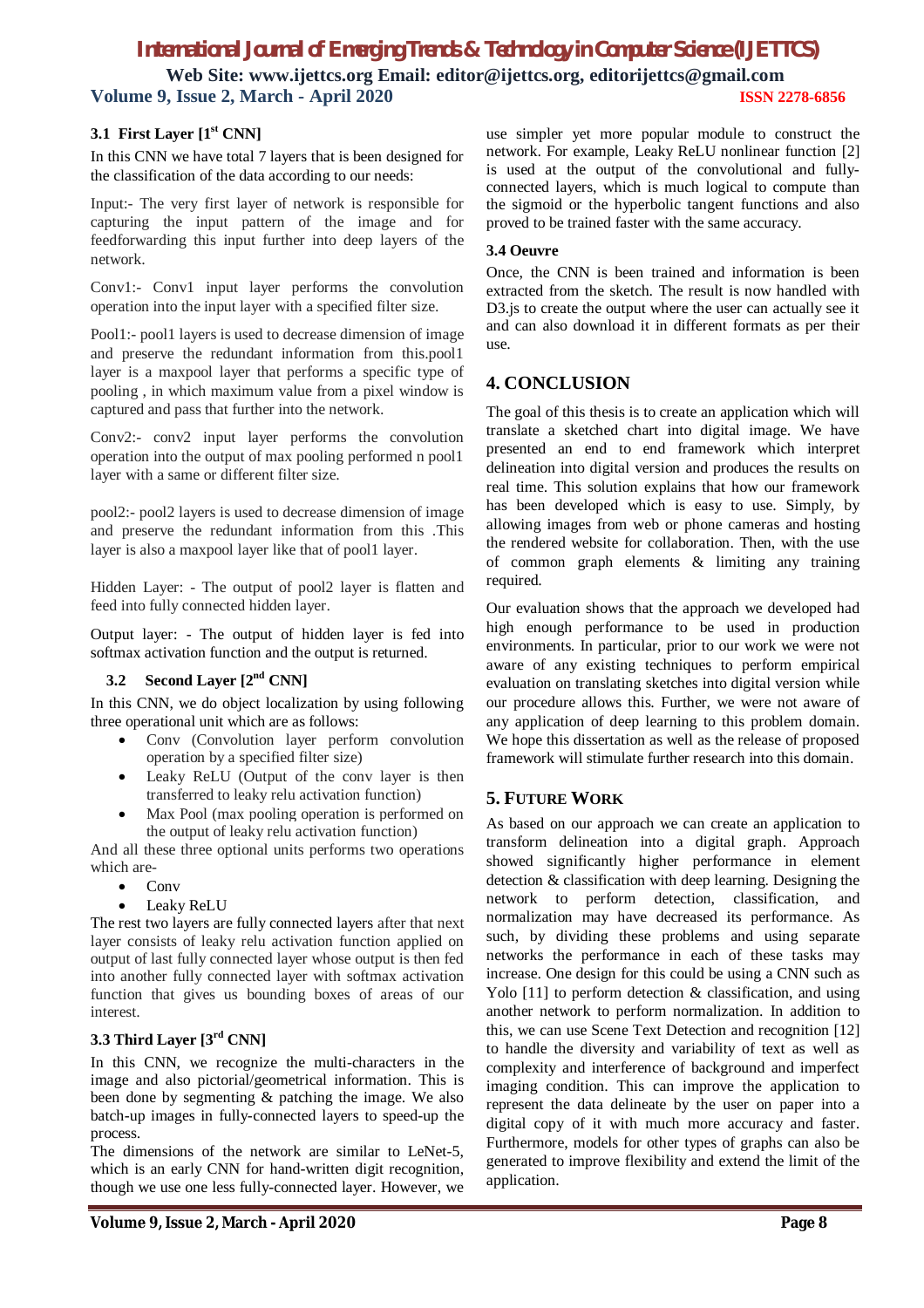### 3.1 First Layer [1st CNN]

In this CNN we have total 7 layers that is been designed for the classification of the data according to our needs:

Input:- The very first layer of network is responsible for capturing the input pattern of the image and for feedforwarding this input further into deep layers of the network.

Conv1:- Conv1 input layer performs the convolution operation into the input layer with a specified filter size.

Pool1:- pool1 layers is used to decrease dimension of image and preserve the redundant information from this.pool1 layer is a maxpool layer that performs a specific type of pooling , in which maximum value from a pixel window is captured and pass that further into the network.

Conv2:- conv2 input layer performs the convolution operation into the output of max pooling performed n pool1 layer with a same or different filter size.

pool2:- pool2 layers is used to decrease dimension of image and preserve the redundant information from this .This layer is also a maxpool layer like that of pool1 layer.

Hidden Layer: - The output of pool2 layer is flatten and feed into fully connected hidden layer.

Output layer: - The output of hidden layer is fed into softmax activation function and the output is returned.

### 3.2 Second Layer [2nd CNN]

In this CNN, we do object localization by using following three operational unit which are as follows:

- Conv (Convolution layer perform convolution operation by a specified filter size)
- Leaky ReLU (Output of the conv layer is then transferred to leaky relu activation function)
- Max Pool (max pooling operation is performed on the output of leaky relu activation function)

And all these three optional units performs two operations which are-

- Conv
- Leaky ReLU

The rest two layers are fully connected layers after that next layer consists of leaky relu activation function applied on output of last fully connected layer whose output is then fed into another fully connected layer with softmax activation function that gives us bounding boxes of areas of our interest.

### 3.3 Third Layer [3rd CNN]

In this CNN, we recognize the multi-characters in the image and also pictorial/geometrical information. This is been done by segmenting & patching the image. We also batch-up images in fully-connected layers to speed-up the process.

The dimensions of the network are similar to LeNet-5, which is an early CNN for hand-written digit recognition, though we use one less fully-connected layer. However, we use simpler yet more popular module to construct the network. For example, Leaky ReLU nonlinear function [2] is used at the output of the convolutional and fully-connected layers, which is much logical to compute than the sigmoid or the hyperbolic tangent functions and also proved to be trained faster with the same accuracy.

### 3.4 Oeuvre

Once, the CNN is been trained and information is been extracted from the sketch. The result is now handled with D3.js to create the output where the user can actually see it and can also download it in different formats as per their use.

## 4. CONCLUSION

The goal of this thesis is to create an application which will translate a sketched chart into digital image. We have presented an end to end framework which interpret delineation into digital version and produces the results on real time. This solution explains that how our framework has been developed which is easy to use. Simply, by allowing images from web or phone cameras and hosting the rendered website for collaboration. Then, with the use of common graph elements & limiting any training required.

Our evaluation shows that the approach we developed had high enough performance to be used in production environments. In particular, prior to our work we were not aware of any existing techniques to perform empirical evaluation on translating sketches into digital version while our procedure allows this. Further, we were not aware of any application of deep learning to this problem domain. We hope this dissertation as well as the release of proposed framework will stimulate further research into this domain.

## 5. FUTURE WORK

As based on our approach we can create an application to transform delineation into a digital graph. Approach showed significantly higher performance in element detection & classification with deep learning. Designing the network to perform detection, classification, and normalization may have decreased its performance. As such, by dividing these problems and using separate networks the performance in each of these tasks may increase. One design for this could be using a CNN such as Yolo [11] to perform detection & classification, and using another network to perform normalization. In addition to this, we can use Scene Text Detection and recognition [12] to handle the diversity and variability of text as well as complexity and interference of background and imperfect imaging condition. This can improve the application to represent the data delineate by the user on paper into a digital copy of it with much more accuracy and faster. Furthermore, models for other types of graphs can also be generated to improve flexibility and extend the limit of the application.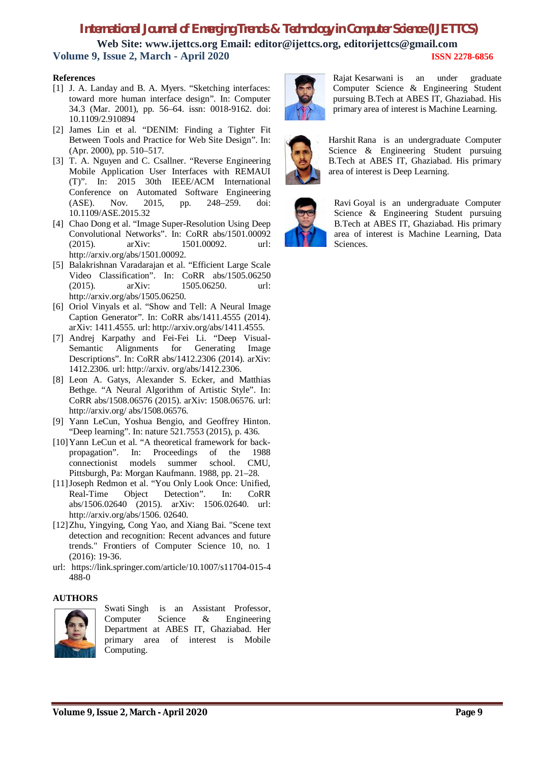## References

[1] J. A. Landay and B. A. Myers. "Sketching interfaces: toward more human interface design". In: Computer 34.3 (Mar. 2001), pp. 56–64. issn: 0018-9162. doi: 10.1109/2.910894

[2] James Lin et al. "DENIM: Finding a Tighter Fit Between Tools and Practice for Web Site Design". In: (Apr. 2000), pp. 510–517.

[3] T. A. Nguyen and C. Csallner. "Reverse Engineering Mobile Application User Interfaces with REMAUI (T)". In: 2015 30th IEEE/ACM International Conference on Automated Software Engineering (ASE). Nov. 2015, pp. 248–259. doi: 10.1109/ASE.2015.32

[4] Chao Dong et al. "Image Super-Resolution Using Deep Convolutional Networks". In: CoRR abs/1501.00092 (2015). arXiv: 1501.00092. url: http://arxiv.org/abs/1501.00092.

[5] Balakrishnan Varadarajan et al. "Efficient Large Scale Video Classification". In: CoRR abs/1505.06250 (2015). arXiv: 1505.06250. url: http://arxiv.org/abs/1505.06250.

[6] Oriol Vinyals et al. "Show and Tell: A Neural Image Caption Generator". In: CoRR abs/1411.4555 (2014). arXiv: 1411.4555. url: http://arxiv.org/abs/1411.4555.

[7] Andrej Karpathy and Fei-Fei Li. "Deep Visual-Semantic Alignments for Generating Image Descriptions". In: CoRR abs/1412.2306 (2014). arXiv: 1412.2306. url: http://arxiv. org/abs/1412.2306.

[8] Leon A. Gatys, Alexander S. Ecker, and Matthias Bethge. "A Neural Algorithm of Artistic Style". In: CoRR abs/1508.06576 (2015). arXiv: 1508.06576. url: http://arxiv.org/ abs/1508.06576.

[9] Yann LeCun, Yoshua Bengio, and Geoffrey Hinton. "Deep learning". In: nature 521.7553 (2015), p. 436.

[10] Yann LeCun et al. "A theoretical framework for back-propagation". In: Proceedings of the 1988 connectionist models summer school. CMU, Pittsburgh, Pa: Morgan Kaufmann. 1988, pp. 21–28.

[11] Joseph Redmon et al. "You Only Look Once: Unified, Real-Time Object Detection". In: CoRR abs/1506.02640 (2015). arXiv: 1506.02640. url: http://arxiv.org/abs/1506. 02640.

[12] Zhu, Yingying, Cong Yao, and Xiang Bai. "Scene text detection and recognition: Recent advances and future trends." Frontiers of Computer Science 10, no. 1 (2016): 19-36.

url: https://link.springer.com/article/10.1007/s11704-015-4488-0

## AUTHORS

Swati Singh is an Assistant Professor, Computer Science & Engineering Department at ABES IT, Ghaziabad. Her primary area of interest is Mobile Computing.

Rajat Kesarwani is an under graduate Computer Science & Engineering Student pursuing B.Tech at ABES IT, Ghaziabad. His primary area of interest is Machine Learning.

Harshit Rana is an undergraduate Computer Science & Engineering Student pursuing B.Tech at ABES IT, Ghaziabad. His primary area of interest is Deep Learning.

Ravi Goyal is an undergraduate Computer Science & Engineering Student pursuing B.Tech at ABES IT, Ghaziabad. His primary area of interest is Machine Learning, Data Sciences.